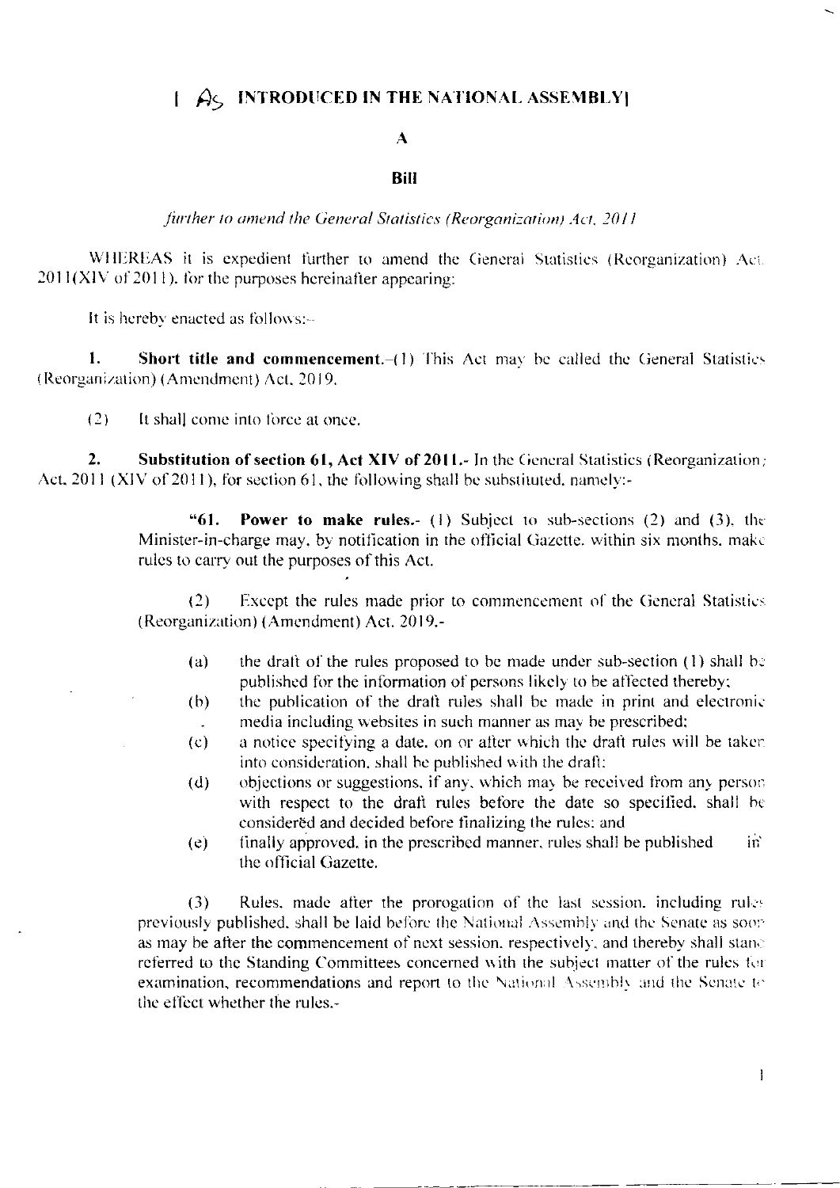**[ As INTRODUCED IN THE NATIONAL ASSEMBLY]**

**A**

**Bill**

*further to amend the General Statistics (Reorganization) Act, 2011*

WHEREAS it is expedient further to amend the General Statistics (Reorganization) Act, 2011(XIV of 2011), for the purposes hereinafter appearing;

It is hereby enacted as follows:-

**1. Short title and commencement.**-(1) This Act may be called the General Statistics (Reorganization) (Amendment) Act, 2019.

(2) It shall come into force at once.

**2. Substitution of section 61, Act XIV of 2011.**- In the General Statistics (Reorganization) Act, 2011 (XIV of 2011), for section 61, the following shall be substituted, namely:-

> "**61. Power to make rules.**- (1) Subject to sub-sections (2) and (3), the Minister-in-charge may, by notification in the official Gazette, within six months, make rules to carry out the purposes of this Act.
>
> (2) Except the rules made prior to commencement of the General Statistics (Reorganization) (Amendment) Act, 2019,-
>
> (a) the draft of the rules proposed to be made under sub-section (1) shall be published for the information of persons likely to be affected thereby;
>
> (b) the publication of the draft rules shall be made in print and electronic media including websites in such manner as may be prescribed;
>
> (c) a notice specifying a date, on or after which the draft rules will be taken into consideration, shall be published with the draft;
>
> (d) objections or suggestions, if any, which may be received from any person with respect to the draft rules before the date so specified, shall be considered and decided before finalizing the rules; and
>
> (e) finally approved, in the prescribed manner, rules shall be published in the official Gazette.
>
> (3) Rules, made after the prorogation of the last session, including rules previously published, shall be laid before the National Assembly and the Senate as soon as may be after the commencement of next session, respectively, and thereby shall stand referred to the Standing Committees concerned with the subject matter of the rules for examination, recommendations and report to the National Assembly and the Senate to the effect whether the rules,-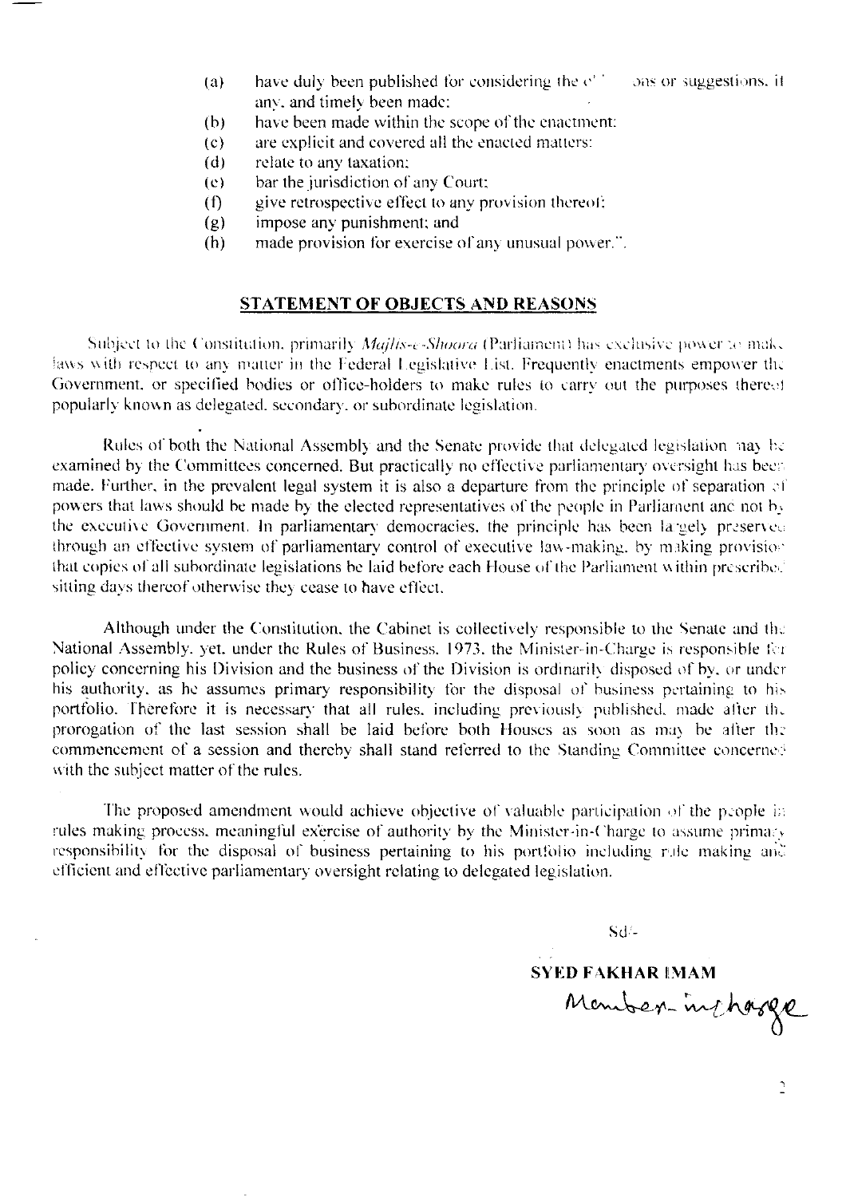(a) have duly been published for considering the o... ons or suggestions, if any, and timely been made;

(b) have been made within the scope of the enactment;

(c) are explicit and covered all the enacted matters;

(d) relate to any taxation;

(e) bar the jurisdiction of any Court;

(f) give retrospective effect to any provision thereof;

(g) impose any punishment; and

(h) made provision for exercise of any unusual power.".

## STATEMENT OF OBJECTS AND REASONS

Subject to the Constitution, primarily *Majlis-e-Shoora* (Parliament) has exclusive power to make laws with respect to any matter in the Federal Legislative List. Frequently enactments empower the Government, or specified bodies or office-holders to make rules to carry out the purposes thereof popularly known as delegated, secondary, or subordinate legislation.

Rules of both the National Assembly and the Senate provide that delegated legislation may be examined by the Committees concerned. But practically no effective parliamentary oversight has been made. Further, in the prevalent legal system it is also a departure from the principle of separation of powers that laws should be made by the elected representatives of the people in Parliament and not by the executive Government. In parliamentary democracies, the principle has been largely preserved through an effective system of parliamentary control of executive law-making, by making provision that copies of all subordinate legislations be laid before each House of the Parliament within prescribed sitting days thereof otherwise they cease to have effect.

Although under the Constitution, the Cabinet is collectively responsible to the Senate and the National Assembly, yet, under the Rules of Business, 1973, the Minister-in-Charge is responsible for policy concerning his Division and the business of the Division is ordinarily disposed of by, or under his authority, as he assumes primary responsibility for the disposal of business pertaining to his portfolio. Therefore it is necessary that all rules, including previously published, made after the prorogation of the last session shall be laid before both Houses as soon as may be after the commencement of a session and thereby shall stand referred to the Standing Committee concerned with the subject matter of the rules.

The proposed amendment would achieve objective of valuable participation of the people in rules making process, meaningful exercise of authority by the Minister-in-Charge to assume primary responsibility for the disposal of business pertaining to his portfolio including rule making and efficient and effective parliamentary oversight relating to delegated legislation.

Sd/-

**SYED FAKHAR IMAM**

Member-incharge